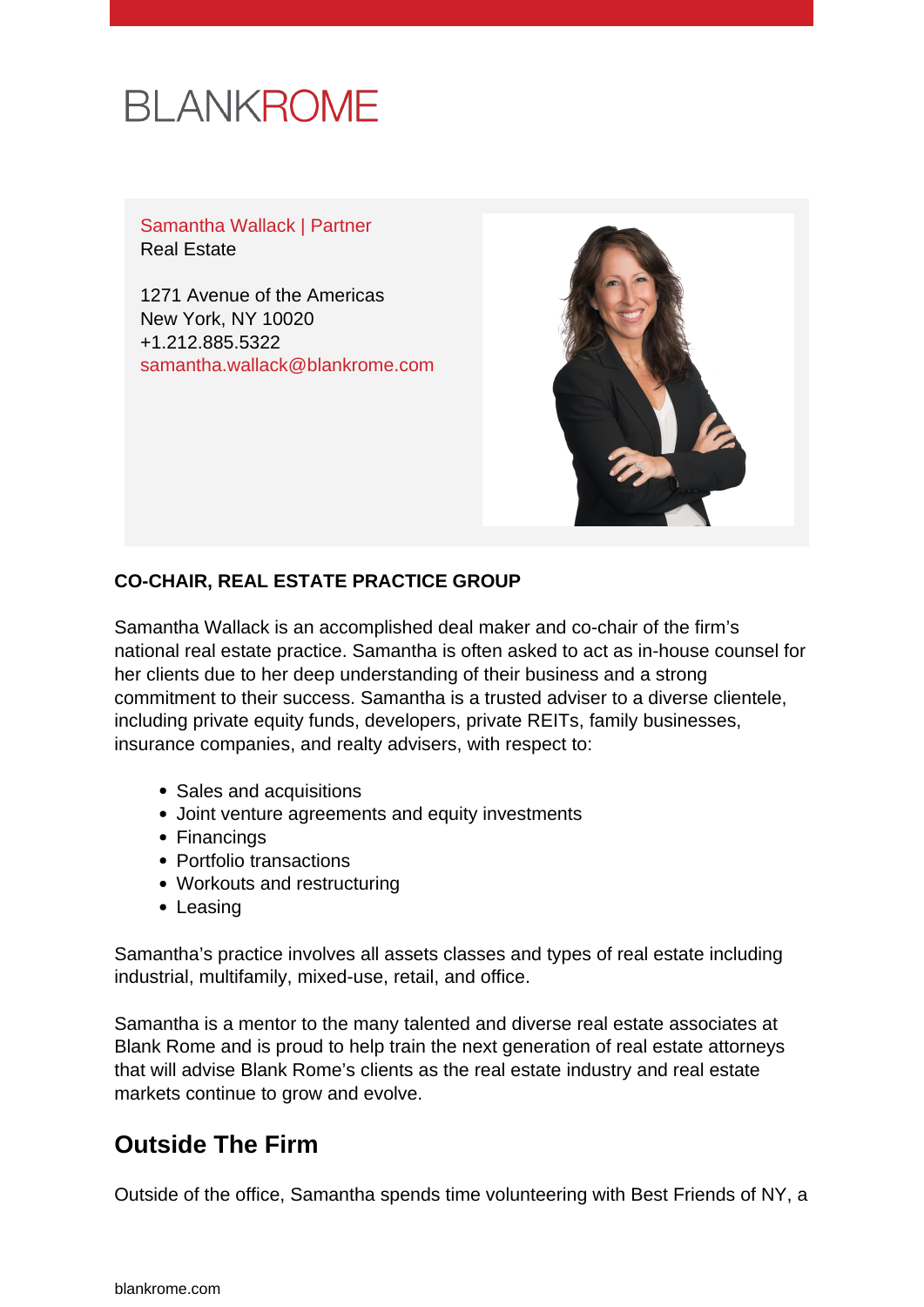BLANKROME

Samantha Wallack | Partner
Real Estate

1271 Avenue of the Americas
New York, NY 10020
+1.212.885.5322
samantha.wallack@blankrome.com

**CO-CHAIR, REAL ESTATE PRACTICE GROUP**

Samantha Wallack is an accomplished deal maker and co-chair of the firm's national real estate practice. Samantha is often asked to act as in-house counsel for her clients due to her deep understanding of their business and a strong commitment to their success. Samantha is a trusted adviser to a diverse clientele, including private equity funds, developers, private REITs, family businesses, insurance companies, and realty advisers, with respect to:

- Sales and acquisitions
- Joint venture agreements and equity investments
- Financings
- Portfolio transactions
- Workouts and restructuring
- Leasing

Samantha's practice involves all assets classes and types of real estate including industrial, multifamily, mixed-use, retail, and office.

Samantha is a mentor to the many talented and diverse real estate associates at Blank Rome and is proud to help train the next generation of real estate attorneys that will advise Blank Rome's clients as the real estate industry and real estate markets continue to grow and evolve.

## Outside The Firm

Outside of the office, Samantha spends time volunteering with Best Friends of NY, a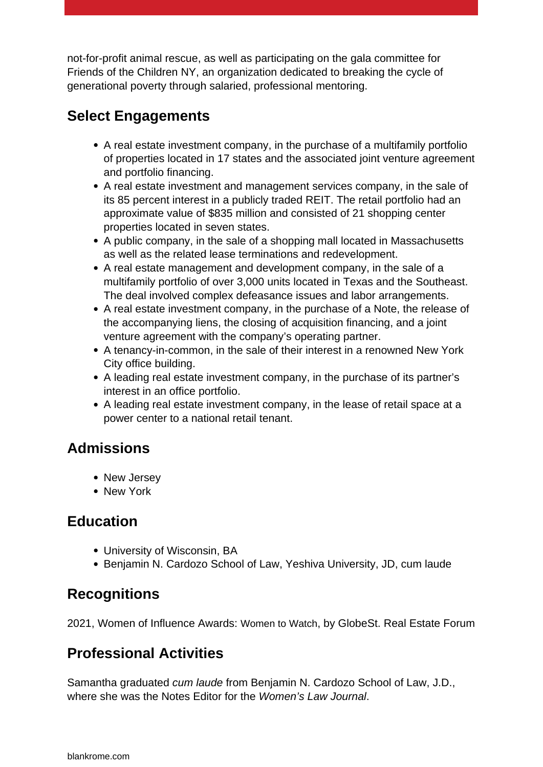not-for-profit animal rescue, as well as participating on the gala committee for Friends of the Children NY, an organization dedicated to breaking the cycle of generational poverty through salaried, professional mentoring.

## Select Engagements

- A real estate investment company, in the purchase of a multifamily portfolio of properties located in 17 states and the associated joint venture agreement and portfolio financing.
- A real estate investment and management services company, in the sale of its 85 percent interest in a publicly traded REIT. The retail portfolio had an approximate value of $835 million and consisted of 21 shopping center properties located in seven states.
- A public company, in the sale of a shopping mall located in Massachusetts as well as the related lease terminations and redevelopment.
- A real estate management and development company, in the sale of a multifamily portfolio of over 3,000 units located in Texas and the Southeast. The deal involved complex defeasance issues and labor arrangements.
- A real estate investment company, in the purchase of a Note, the release of the accompanying liens, the closing of acquisition financing, and a joint venture agreement with the company's operating partner.
- A tenancy-in-common, in the sale of their interest in a renowned New York City office building.
- A leading real estate investment company, in the purchase of its partner's interest in an office portfolio.
- A leading real estate investment company, in the lease of retail space at a power center to a national retail tenant.

## Admissions

- New Jersey
- New York

## Education

- University of Wisconsin, BA
- Benjamin N. Cardozo School of Law, Yeshiva University, JD, cum laude

## Recognitions

2021, Women of Influence Awards: Women to Watch, by GlobeSt. Real Estate Forum

## Professional Activities

Samantha graduated *cum laude* from Benjamin N. Cardozo School of Law, J.D., where she was the Notes Editor for the *Women's Law Journal*.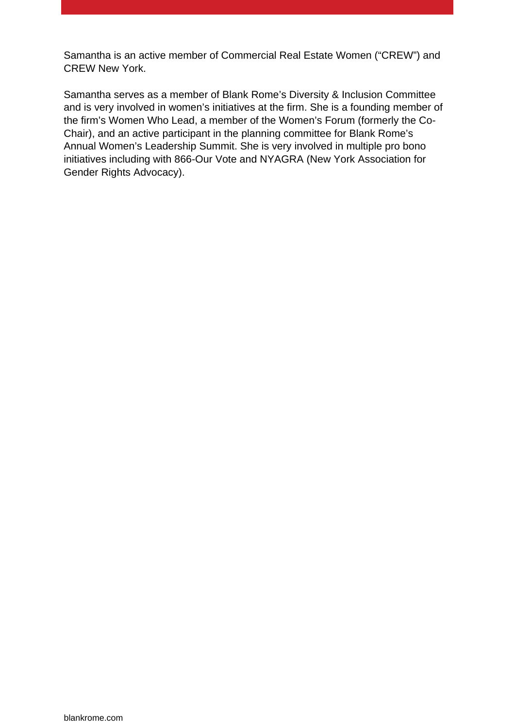Samantha is an active member of Commercial Real Estate Women ("CREW") and CREW New York.

Samantha serves as a member of Blank Rome's Diversity & Inclusion Committee and is very involved in women's initiatives at the firm. She is a founding member of the firm's Women Who Lead, a member of the Women's Forum (formerly the Co-Chair), and an active participant in the planning committee for Blank Rome's Annual Women's Leadership Summit. She is very involved in multiple pro bono initiatives including with 866-Our Vote and NYAGRA (New York Association for Gender Rights Advocacy).